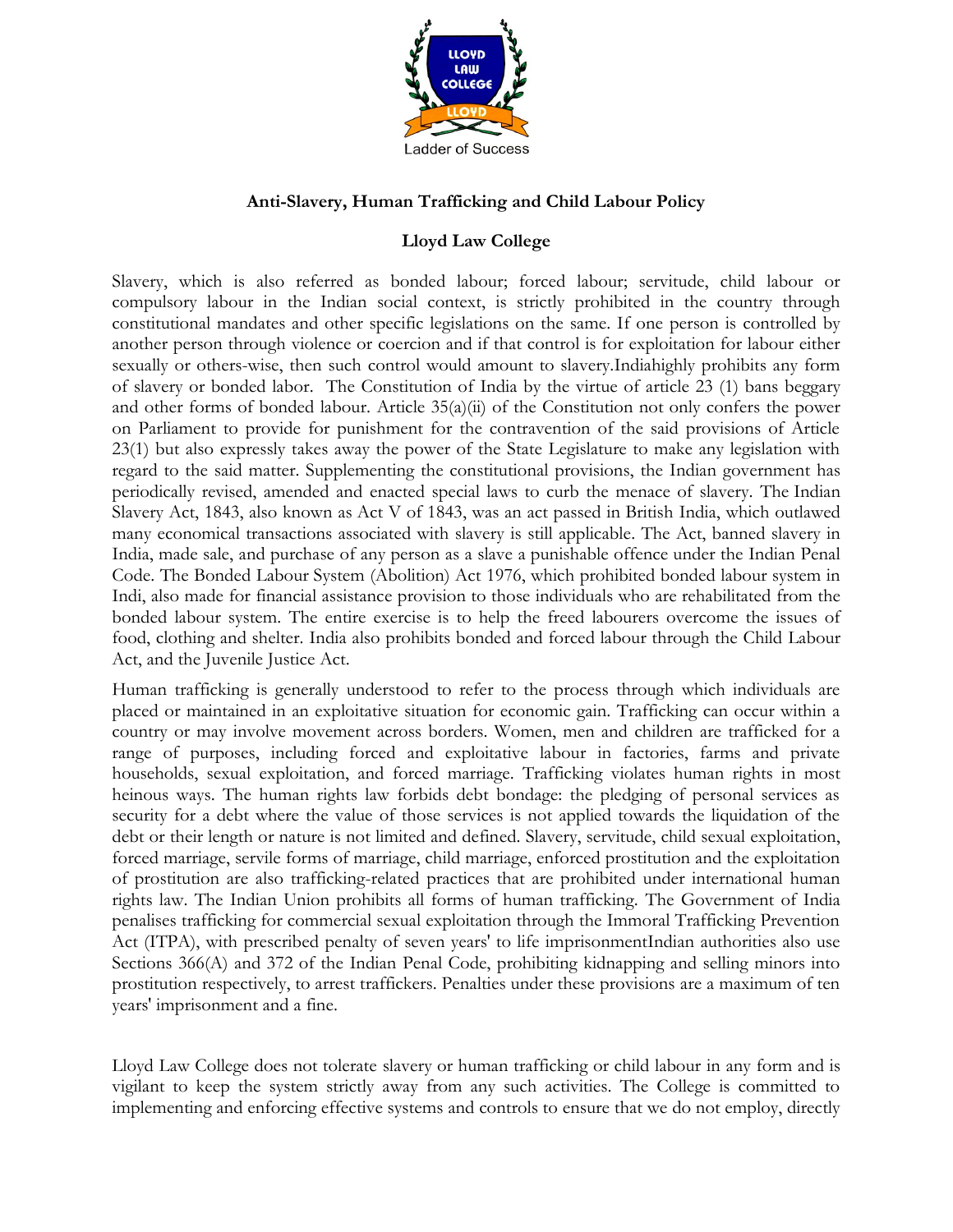**Anti-Slavery, Human Trafficking and Child Labour Policy**

**Lloyd Law College**

Slavery, which is also referred as bonded labour; forced labour; servitude, child labour or compulsory labour in the Indian social context, is strictly prohibited in the country through constitutional mandates and other specific legislations on the same. If one person is controlled by another person through violence or coercion and if that control is for exploitation for labour either sexually or others-wise, then such control would amount to slavery.Indiahighly prohibits any form of slavery or bonded labor. The Constitution of India by the virtue of article 23 (1) bans beggary and other forms of bonded labour. Article 35(a)(ii) of the Constitution not only confers the power on Parliament to provide for punishment for the contravention of the said provisions of Article 23(1) but also expressly takes away the power of the State Legislature to make any legislation with regard to the said matter. Supplementing the constitutional provisions, the Indian government has periodically revised, amended and enacted special laws to curb the menace of slavery. The Indian Slavery Act, 1843, also known as Act V of 1843, was an act passed in British India, which outlawed many economical transactions associated with slavery is still applicable. The Act, banned slavery in India, made sale, and purchase of any person as a slave a punishable offence under the Indian Penal Code. The Bonded Labour System (Abolition) Act 1976, which prohibited bonded labour system in Indi, also made for financial assistance provision to those individuals who are rehabilitated from the bonded labour system. The entire exercise is to help the freed labourers overcome the issues of food, clothing and shelter. India also prohibits bonded and forced labour through the Child Labour Act, and the Juvenile Justice Act.

Human trafficking is generally understood to refer to the process through which individuals are placed or maintained in an exploitative situation for economic gain. Trafficking can occur within a country or may involve movement across borders. Women, men and children are trafficked for a range of purposes, including forced and exploitative labour in factories, farms and private households, sexual exploitation, and forced marriage. Trafficking violates human rights in most heinous ways. The human rights law forbids debt bondage: the pledging of personal services as security for a debt where the value of those services is not applied towards the liquidation of the debt or their length or nature is not limited and defined. Slavery, servitude, child sexual exploitation, forced marriage, servile forms of marriage, child marriage, enforced prostitution and the exploitation of prostitution are also trafficking-related practices that are prohibited under international human rights law. The Indian Union prohibits all forms of human trafficking. The Government of India penalises trafficking for commercial sexual exploitation through the Immoral Trafficking Prevention Act (ITPA), with prescribed penalty of seven years' to life imprisonmentIndian authorities also use Sections 366(A) and 372 of the Indian Penal Code, prohibiting kidnapping and selling minors into prostitution respectively, to arrest traffickers. Penalties under these provisions are a maximum of ten years' imprisonment and a fine.

Lloyd Law College does not tolerate slavery or human trafficking or child labour in any form and is vigilant to keep the system strictly away from any such activities. The College is committed to implementing and enforcing effective systems and controls to ensure that we do not employ, directly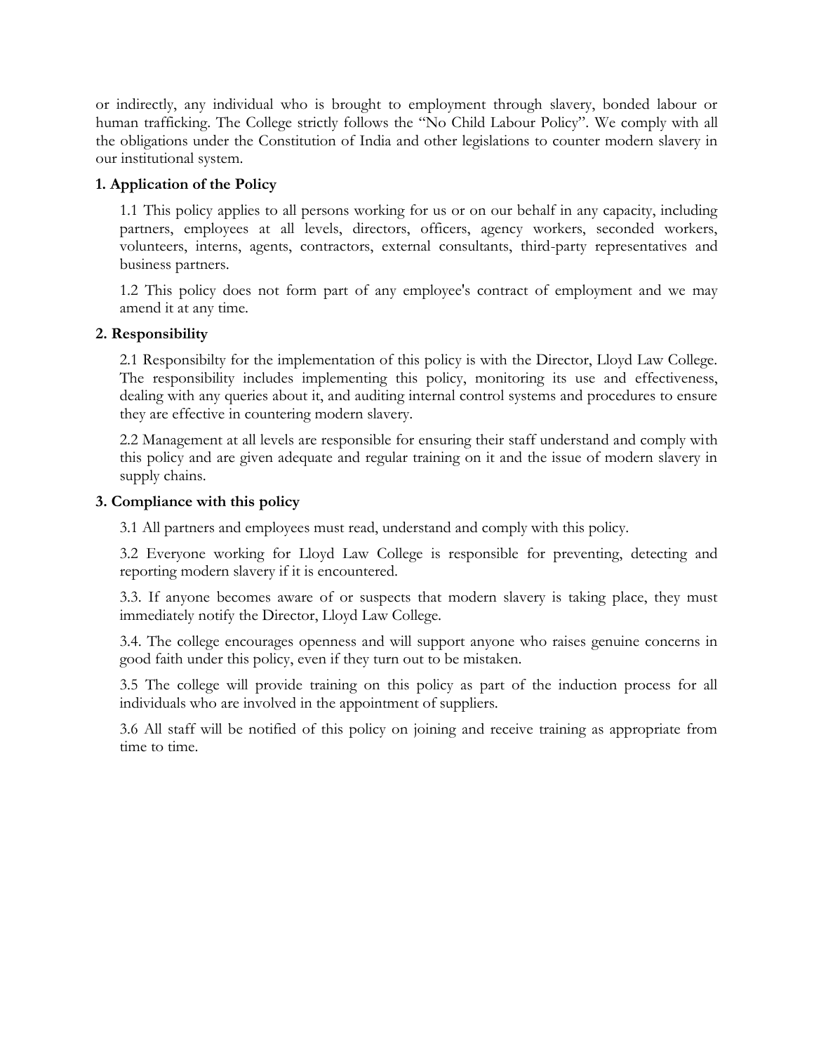or indirectly, any individual who is brought to employment through slavery, bonded labour or human trafficking. The College strictly follows the "No Child Labour Policy". We comply with all the obligations under the Constitution of India and other legislations to counter modern slavery in our institutional system.

### 1. Application of the Policy

1.1 This policy applies to all persons working for us or on our behalf in any capacity, including partners, employees at all levels, directors, officers, agency workers, seconded workers, volunteers, interns, agents, contractors, external consultants, third-party representatives and business partners.

1.2 This policy does not form part of any employee's contract of employment and we may amend it at any time.

### 2. Responsibility

2.1 Responsibilty for the implementation of this policy is with the Director, Lloyd Law College. The responsibility includes implementing this policy, monitoring its use and effectiveness, dealing with any queries about it, and auditing internal control systems and procedures to ensure they are effective in countering modern slavery.

2.2 Management at all levels are responsible for ensuring their staff understand and comply with this policy and are given adequate and regular training on it and the issue of modern slavery in supply chains.

### 3. Compliance with this policy

3.1 All partners and employees must read, understand and comply with this policy.

3.2 Everyone working for Lloyd Law College is responsible for preventing, detecting and reporting modern slavery if it is encountered.

3.3. If anyone becomes aware of or suspects that modern slavery is taking place, they must immediately notify the Director, Lloyd Law College.

3.4. The college encourages openness and will support anyone who raises genuine concerns in good faith under this policy, even if they turn out to be mistaken.

3.5 The college will provide training on this policy as part of the induction process for all individuals who are involved in the appointment of suppliers.

3.6 All staff will be notified of this policy on joining and receive training as appropriate from time to time.